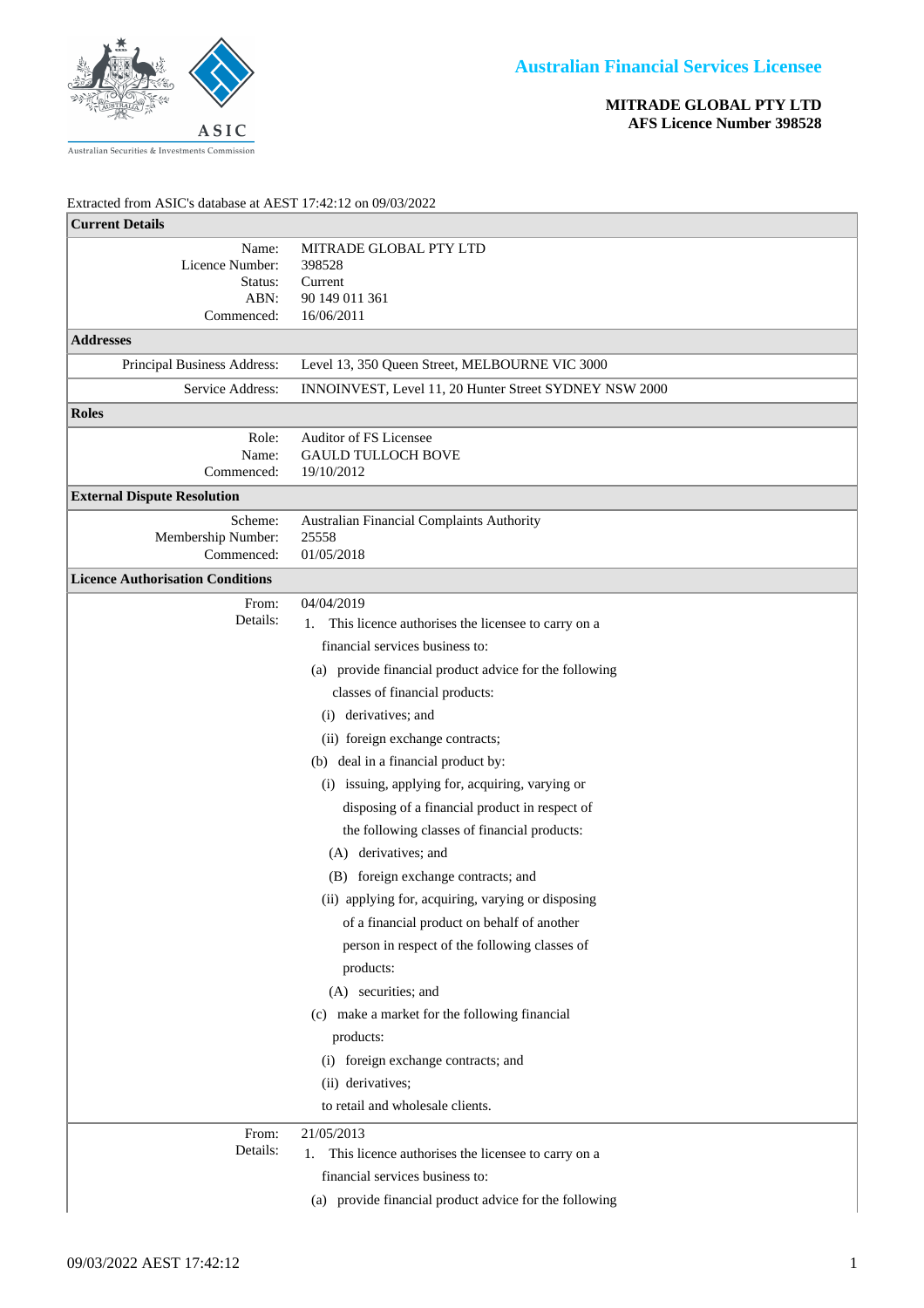**Australian Financial Services Licensee**

**MITRADE GLOBAL PTY LTD**
**AFS Licence Number 398528**

Extracted from ASIC's database at AEST 17:42:12 on 09/03/2022

| **Current Details** | |
|---|---|
| Name: | MITRADE GLOBAL PTY LTD |
| Licence Number: | 398528 |
| Status: | Current |
| ABN: | 90 149 011 361 |
| Commenced: | 16/06/2011 |
| **Addresses** | |
| Principal Business Address: | Level 13, 350 Queen Street, MELBOURNE VIC 3000 |
| Service Address: | INNOINVEST, Level 11, 20 Hunter Street SYDNEY NSW 2000 |
| **Roles** | |
| Role: | Auditor of FS Licensee |
| Name: | GAULD TULLOCH BOVE |
| Commenced: | 19/10/2012 |
| **External Dispute Resolution** | |
| Scheme: | Australian Financial Complaints Authority |
| Membership Number: | 25558 |
| Commenced: | 01/05/2018 |
| **Licence Authorisation Conditions** | |
| From: | 04/04/2019 |
| Details: | 1. This licence authorises the licensee to carry on a financial services business to:<br>(a) provide financial product advice for the following classes of financial products:<br>(i) derivatives; and<br>(ii) foreign exchange contracts;<br>(b) deal in a financial product by:<br>(i) issuing, applying for, acquiring, varying or disposing of a financial product in respect of the following classes of financial products:<br>(A) derivatives; and<br>(B) foreign exchange contracts; and<br>(ii) applying for, acquiring, varying or disposing of a financial product on behalf of another person in respect of the following classes of products:<br>(A) securities; and<br>(c) make a market for the following financial products:<br>(i) foreign exchange contracts; and<br>(ii) derivatives;<br>to retail and wholesale clients. |
| From: | 21/05/2013 |
| Details: | 1. This licence authorises the licensee to carry on a financial services business to:<br>(a) provide financial product advice for the following |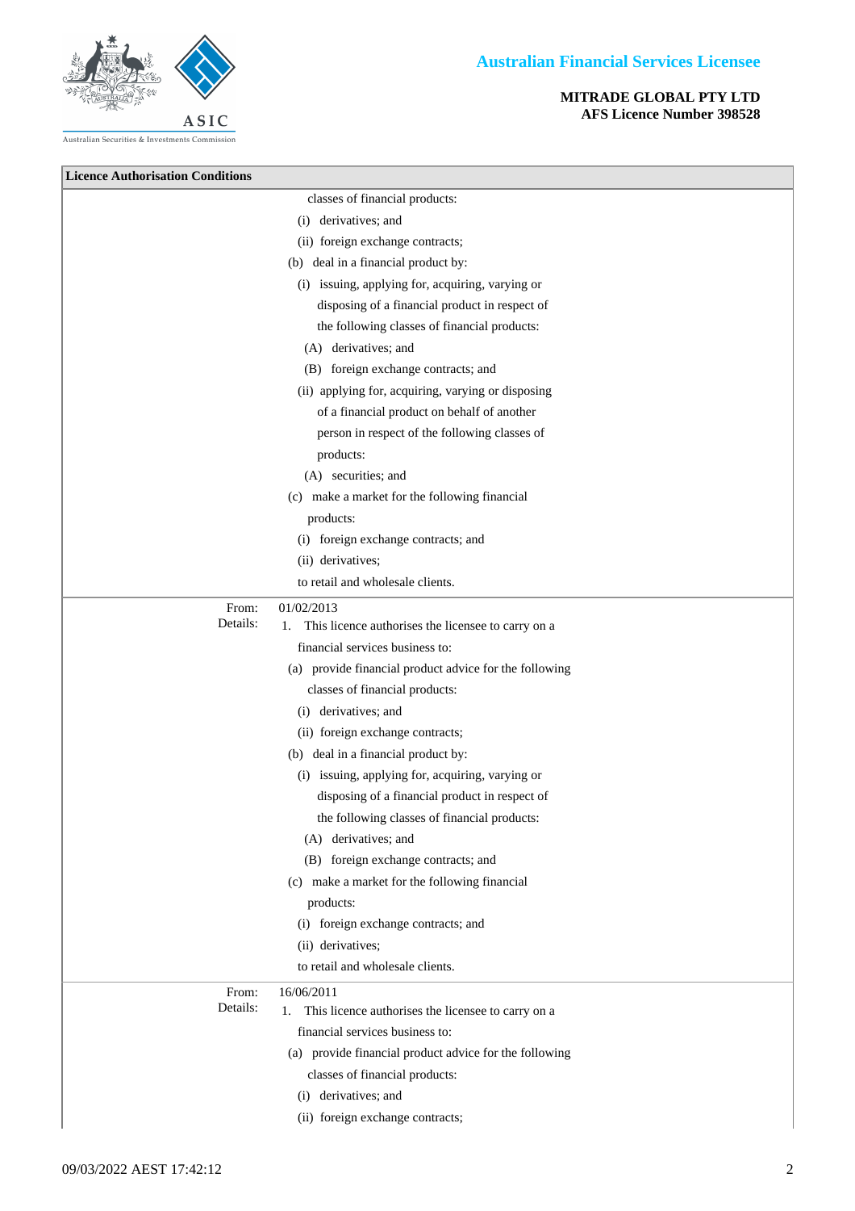**Australian Financial Services Licensee**

**MITRADE GLOBAL PTY LTD**
**AFS Licence Number 398528**

| Licence Authorisation Conditions | |
|---|---|
| | classes of financial products:<br>(i) derivatives; and<br>(ii) foreign exchange contracts;<br>(b) deal in a financial product by:<br>(i) issuing, applying for, acquiring, varying or disposing of a financial product in respect of the following classes of financial products:<br>(A) derivatives; and<br>(B) foreign exchange contracts; and<br>(ii) applying for, acquiring, varying or disposing of a financial product on behalf of another person in respect of the following classes of products:<br>(A) securities; and<br>(c) make a market for the following financial products:<br>(i) foreign exchange contracts; and<br>(ii) derivatives;<br>to retail and wholesale clients. |
| From:<br>Details: | 01/02/2013<br>1. This licence authorises the licensee to carry on a financial services business to:<br>(a) provide financial product advice for the following classes of financial products:<br>(i) derivatives; and<br>(ii) foreign exchange contracts;<br>(b) deal in a financial product by:<br>(i) issuing, applying for, acquiring, varying or disposing of a financial product in respect of the following classes of financial products:<br>(A) derivatives; and<br>(B) foreign exchange contracts; and<br>(c) make a market for the following financial products:<br>(i) foreign exchange contracts; and<br>(ii) derivatives;<br>to retail and wholesale clients. |
| From:<br>Details: | 16/06/2011<br>1. This licence authorises the licensee to carry on a financial services business to:<br>(a) provide financial product advice for the following classes of financial products:<br>(i) derivatives; and<br>(ii) foreign exchange contracts; |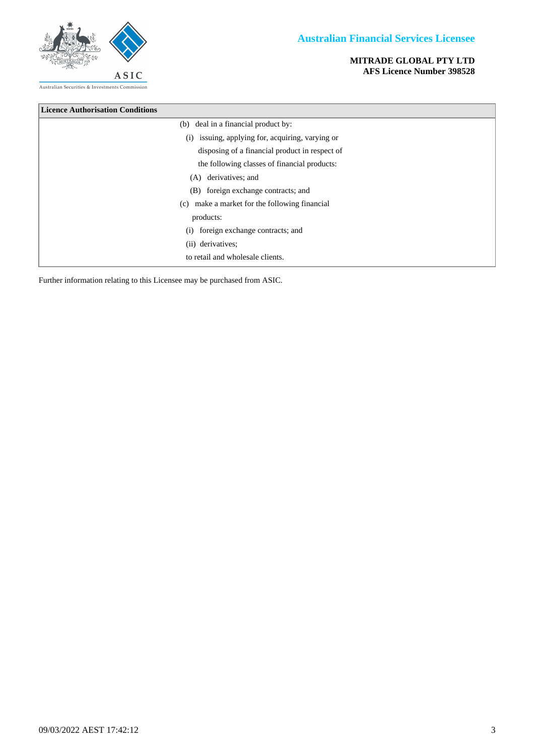**Australian Financial Services Licensee**

**MITRADE GLOBAL PTY LTD**
**AFS Licence Number 398528**

| **Licence Authorisation Conditions** |
| --- |
| (b) deal in a financial product by:<br>(i) issuing, applying for, acquiring, varying or disposing of a financial product in respect of the following classes of financial products:<br>(A) derivatives; and<br>(B) foreign exchange contracts; and<br>(c) make a market for the following financial products:<br>(i) foreign exchange contracts; and<br>(ii) derivatives;<br>to retail and wholesale clients. |

Further information relating to this Licensee may be purchased from ASIC.

09/03/2022 AEST 17:42:12